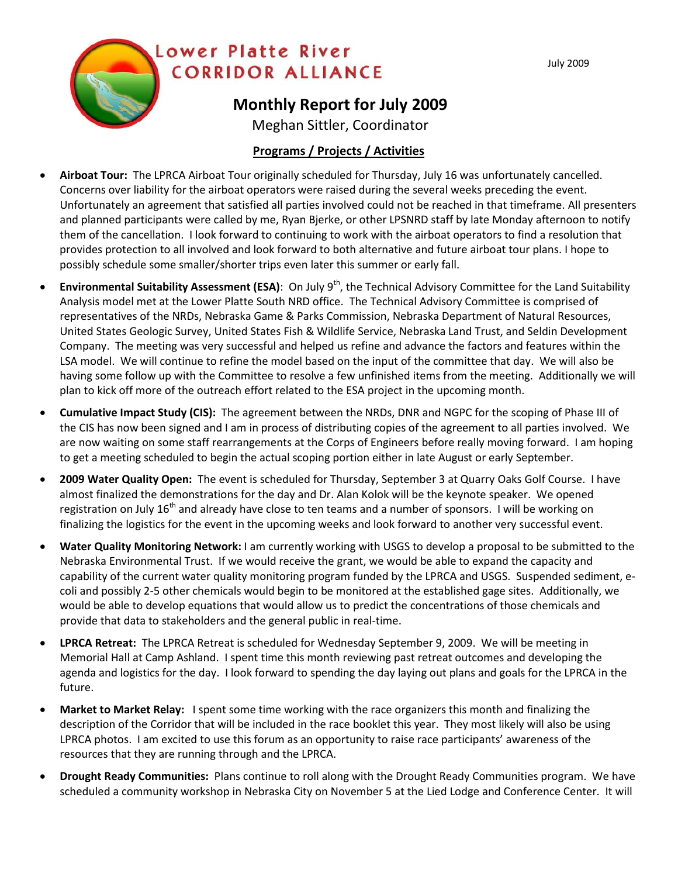Lower Platte River CORRIDOR ALLIANCE

July 2009

# Monthly Report for July 2009

Meghan Sittler, Coordinator

## Programs / Projects / Activities

- **Airboat Tour:** The LPRCA Airboat Tour originally scheduled for Thursday, July 16 was unfortunately cancelled. Concerns over liability for the airboat operators were raised during the several weeks preceding the event. Unfortunately an agreement that satisfied all parties involved could not be reached in that timeframe. All presenters and planned participants were called by me, Ryan Bjerke, or other LPSNRD staff by late Monday afternoon to notify them of the cancellation. I look forward to continuing to work with the airboat operators to find a resolution that provides protection to all involved and look forward to both alternative and future airboat tour plans. I hope to possibly schedule some smaller/shorter trips even later this summer or early fall.
- **Environmental Suitability Assessment (ESA)**: On July 9th, the Technical Advisory Committee for the Land Suitability Analysis model met at the Lower Platte South NRD office. The Technical Advisory Committee is comprised of representatives of the NRDs, Nebraska Game & Parks Commission, Nebraska Department of Natural Resources, United States Geologic Survey, United States Fish & Wildlife Service, Nebraska Land Trust, and Seldin Development Company. The meeting was very successful and helped us refine and advance the factors and features within the LSA model. We will continue to refine the model based on the input of the committee that day. We will also be having some follow up with the Committee to resolve a few unfinished items from the meeting. Additionally we will plan to kick off more of the outreach effort related to the ESA project in the upcoming month.
- **Cumulative Impact Study (CIS):** The agreement between the NRDs, DNR and NGPC for the scoping of Phase III of the CIS has now been signed and I am in process of distributing copies of the agreement to all parties involved. We are now waiting on some staff rearrangements at the Corps of Engineers before really moving forward. I am hoping to get a meeting scheduled to begin the actual scoping portion either in late August or early September.
- **2009 Water Quality Open:** The event is scheduled for Thursday, September 3 at Quarry Oaks Golf Course. I have almost finalized the demonstrations for the day and Dr. Alan Kolok will be the keynote speaker. We opened registration on July 16th and already have close to ten teams and a number of sponsors. I will be working on finalizing the logistics for the event in the upcoming weeks and look forward to another very successful event.
- **Water Quality Monitoring Network:** I am currently working with USGS to develop a proposal to be submitted to the Nebraska Environmental Trust. If we would receive the grant, we would be able to expand the capacity and capability of the current water quality monitoring program funded by the LPRCA and USGS. Suspended sediment, e-coli and possibly 2-5 other chemicals would begin to be monitored at the established gage sites. Additionally, we would be able to develop equations that would allow us to predict the concentrations of those chemicals and provide that data to stakeholders and the general public in real-time.
- **LPRCA Retreat:** The LPRCA Retreat is scheduled for Wednesday September 9, 2009. We will be meeting in Memorial Hall at Camp Ashland. I spent time this month reviewing past retreat outcomes and developing the agenda and logistics for the day. I look forward to spending the day laying out plans and goals for the LPRCA in the future.
- **Market to Market Relay:** I spent some time working with the race organizers this month and finalizing the description of the Corridor that will be included in the race booklet this year. They most likely will also be using LPRCA photos. I am excited to use this forum as an opportunity to raise race participants' awareness of the resources that they are running through and the LPRCA.
- **Drought Ready Communities:** Plans continue to roll along with the Drought Ready Communities program. We have scheduled a community workshop in Nebraska City on November 5 at the Lied Lodge and Conference Center. It will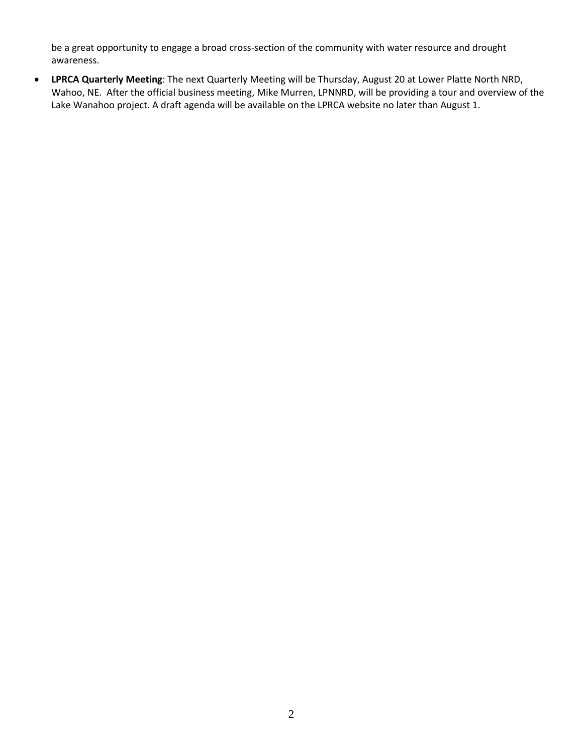be a great opportunity to engage a broad cross-section of the community with water resource and drought awareness.

- **LPRCA Quarterly Meeting**: The next Quarterly Meeting will be Thursday, August 20 at Lower Platte North NRD, Wahoo, NE. After the official business meeting, Mike Murren, LPNNRD, will be providing a tour and overview of the Lake Wanahoo project. A draft agenda will be available on the LPRCA website no later than August 1.